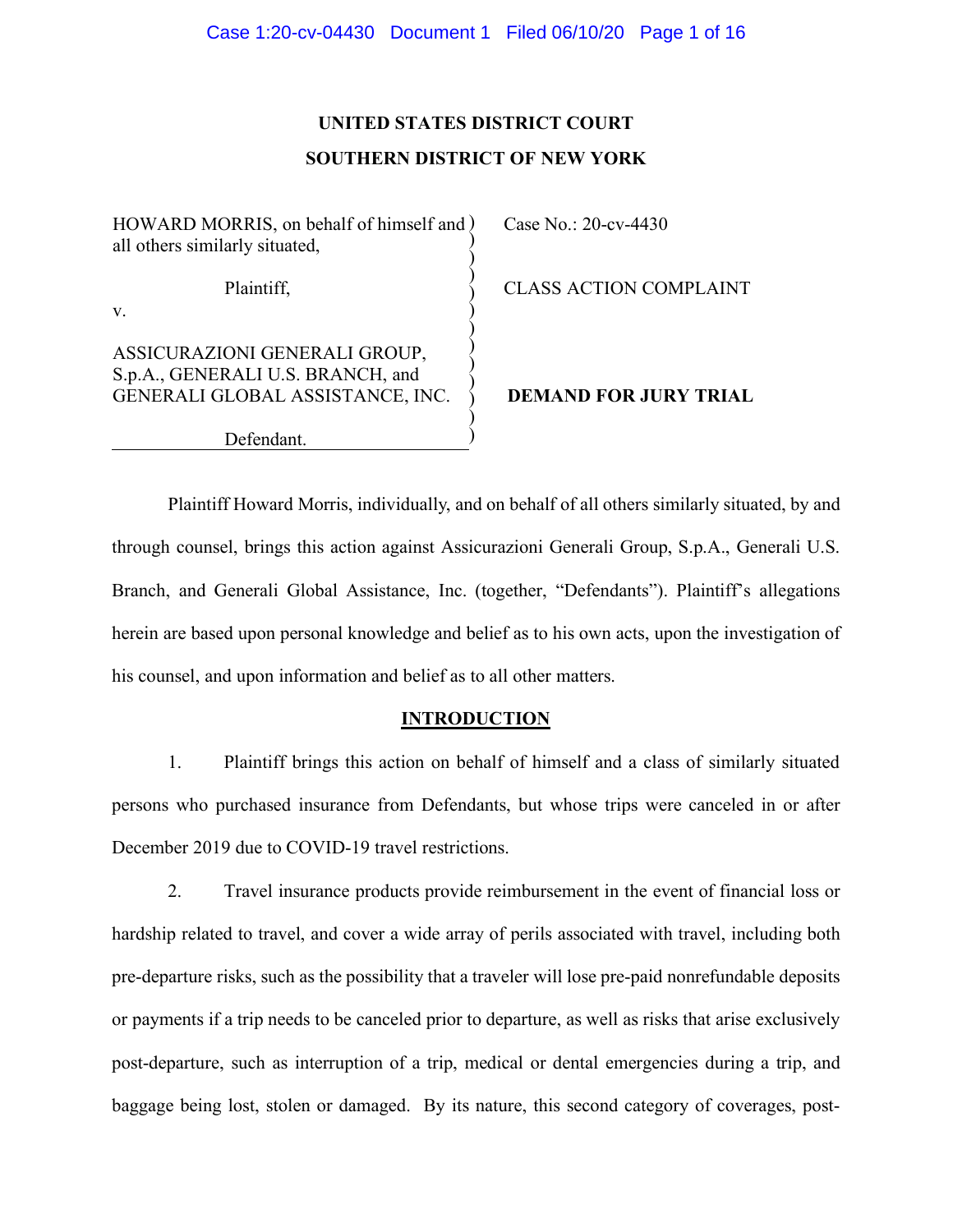**UNITED STATES DISTRICT COURT**

**SOUTHERN DISTRICT OF NEW YORK**

| | |
|---|---|
| HOWARD MORRIS, on behalf of himself and all others similarly situated,<br><br>Plaintiff,<br><br>v.<br><br>ASSICURAZIONI GENERALI GROUP, S.p.A., GENERALI U.S. BRANCH, and GENERALI GLOBAL ASSISTANCE, INC.<br><br>Defendant. | Case No.: 20-cv-4430<br><br>CLASS ACTION COMPLAINT<br><br>**DEMAND FOR JURY TRIAL** |

Plaintiff Howard Morris, individually, and on behalf of all others similarly situated, by and through counsel, brings this action against Assicurazioni Generali Group, S.p.A., Generali U.S. Branch, and Generali Global Assistance, Inc. (together, "Defendants"). Plaintiff's allegations herein are based upon personal knowledge and belief as to his own acts, upon the investigation of his counsel, and upon information and belief as to all other matters.

## INTRODUCTION

1. Plaintiff brings this action on behalf of himself and a class of similarly situated persons who purchased insurance from Defendants, but whose trips were canceled in or after December 2019 due to COVID-19 travel restrictions.

2. Travel insurance products provide reimbursement in the event of financial loss or hardship related to travel, and cover a wide array of perils associated with travel, including both pre-departure risks, such as the possibility that a traveler will lose pre-paid nonrefundable deposits or payments if a trip needs to be canceled prior to departure, as well as risks that arise exclusively post-departure, such as interruption of a trip, medical or dental emergencies during a trip, and baggage being lost, stolen or damaged. By its nature, this second category of coverages, post-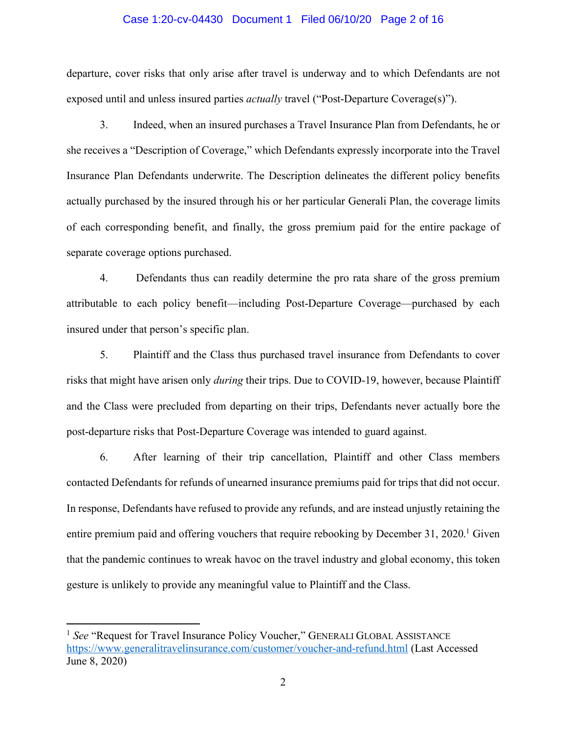departure, cover risks that only arise after travel is underway and to which Defendants are not exposed until and unless insured parties *actually* travel ("Post-Departure Coverage(s)").

3. Indeed, when an insured purchases a Travel Insurance Plan from Defendants, he or she receives a "Description of Coverage," which Defendants expressly incorporate into the Travel Insurance Plan Defendants underwrite. The Description delineates the different policy benefits actually purchased by the insured through his or her particular Generali Plan, the coverage limits of each corresponding benefit, and finally, the gross premium paid for the entire package of separate coverage options purchased.

4. Defendants thus can readily determine the pro rata share of the gross premium attributable to each policy benefit—including Post-Departure Coverage—purchased by each insured under that person's specific plan.

5. Plaintiff and the Class thus purchased travel insurance from Defendants to cover risks that might have arisen only *during* their trips. Due to COVID-19, however, because Plaintiff and the Class were precluded from departing on their trips, Defendants never actually bore the post-departure risks that Post-Departure Coverage was intended to guard against.

6. After learning of their trip cancellation, Plaintiff and other Class members contacted Defendants for refunds of unearned insurance premiums paid for trips that did not occur. In response, Defendants have refused to provide any refunds, and are instead unjustly retaining the entire premium paid and offering vouchers that require rebooking by December 31, 2020.[1] Given that the pandemic continues to wreak havoc on the travel industry and global economy, this token gesture is unlikely to provide any meaningful value to Plaintiff and the Class.

---

[1] *See* "Request for Travel Insurance Policy Voucher," GENERALI GLOBAL ASSISTANCE https://www.generalitravelinsurance.com/customer/voucher-and-refund.html (Last Accessed June 8, 2020)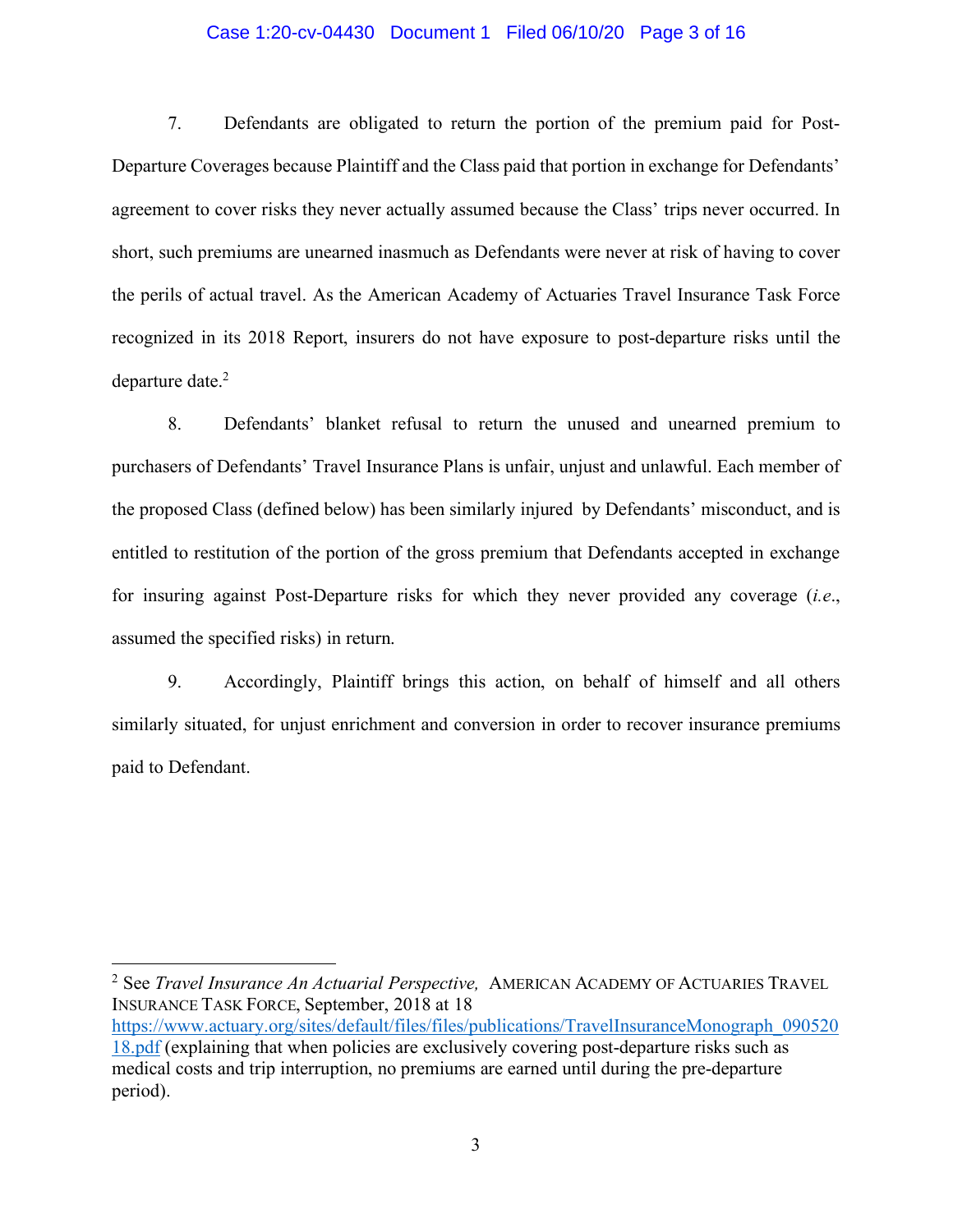7. Defendants are obligated to return the portion of the premium paid for Post-Departure Coverages because Plaintiff and the Class paid that portion in exchange for Defendants' agreement to cover risks they never actually assumed because the Class' trips never occurred. In short, such premiums are unearned inasmuch as Defendants were never at risk of having to cover the perils of actual travel. As the American Academy of Actuaries Travel Insurance Task Force recognized in its 2018 Report, insurers do not have exposure to post-departure risks until the departure date.[2]

8. Defendants' blanket refusal to return the unused and unearned premium to purchasers of Defendants' Travel Insurance Plans is unfair, unjust and unlawful. Each member of the proposed Class (defined below) has been similarly injured by Defendants' misconduct, and is entitled to restitution of the portion of the gross premium that Defendants accepted in exchange for insuring against Post-Departure risks for which they never provided any coverage (*i.e.*, assumed the specified risks) in return.

9. Accordingly, Plaintiff brings this action, on behalf of himself and all others similarly situated, for unjust enrichment and conversion in order to recover insurance premiums paid to Defendant.

---

[2] See *Travel Insurance An Actuarial Perspective,* AMERICAN ACADEMY OF ACTUARIES TRAVEL INSURANCE TASK FORCE, September, 2018 at 18 https://www.actuary.org/sites/default/files/files/publications/TravelInsuranceMonograph_09052018.pdf (explaining that when policies are exclusively covering post-departure risks such as medical costs and trip interruption, no premiums are earned until during the pre-departure period).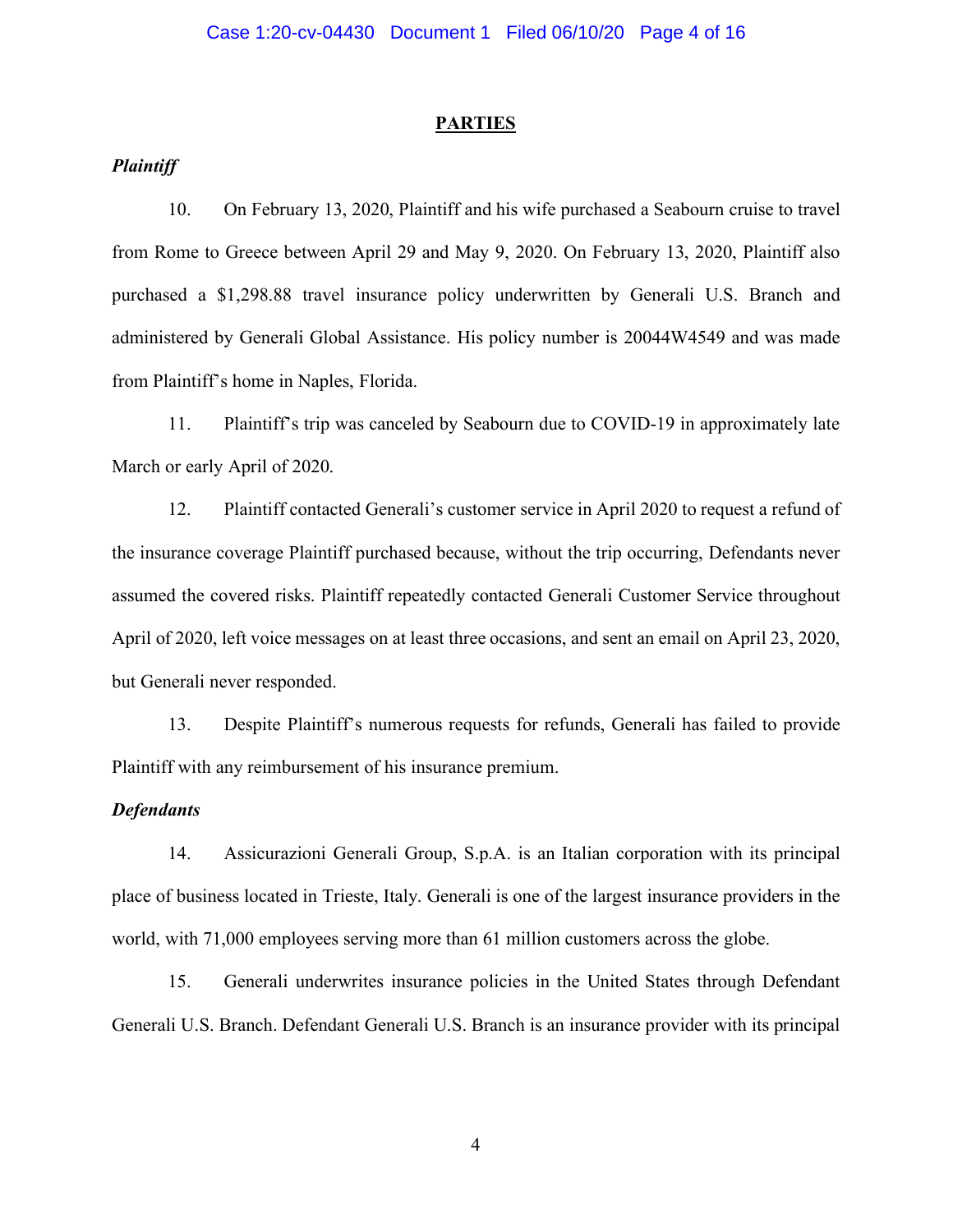## PARTIES

### *Plaintiff*

10. On February 13, 2020, Plaintiff and his wife purchased a Seabourn cruise to travel from Rome to Greece between April 29 and May 9, 2020. On February 13, 2020, Plaintiff also purchased a $1,298.88 travel insurance policy underwritten by Generali U.S. Branch and administered by Generali Global Assistance. His policy number is 20044W4549 and was made from Plaintiff's home in Naples, Florida.

11. Plaintiff's trip was canceled by Seabourn due to COVID-19 in approximately late March or early April of 2020.

12. Plaintiff contacted Generali's customer service in April 2020 to request a refund of the insurance coverage Plaintiff purchased because, without the trip occurring, Defendants never assumed the covered risks. Plaintiff repeatedly contacted Generali Customer Service throughout April of 2020, left voice messages on at least three occasions, and sent an email on April 23, 2020, but Generali never responded.

13. Despite Plaintiff's numerous requests for refunds, Generali has failed to provide Plaintiff with any reimbursement of his insurance premium.

### *Defendants*

14. Assicurazioni Generali Group, S.p.A. is an Italian corporation with its principal place of business located in Trieste, Italy. Generali is one of the largest insurance providers in the world, with 71,000 employees serving more than 61 million customers across the globe.

15. Generali underwrites insurance policies in the United States through Defendant Generali U.S. Branch. Defendant Generali U.S. Branch is an insurance provider with its principal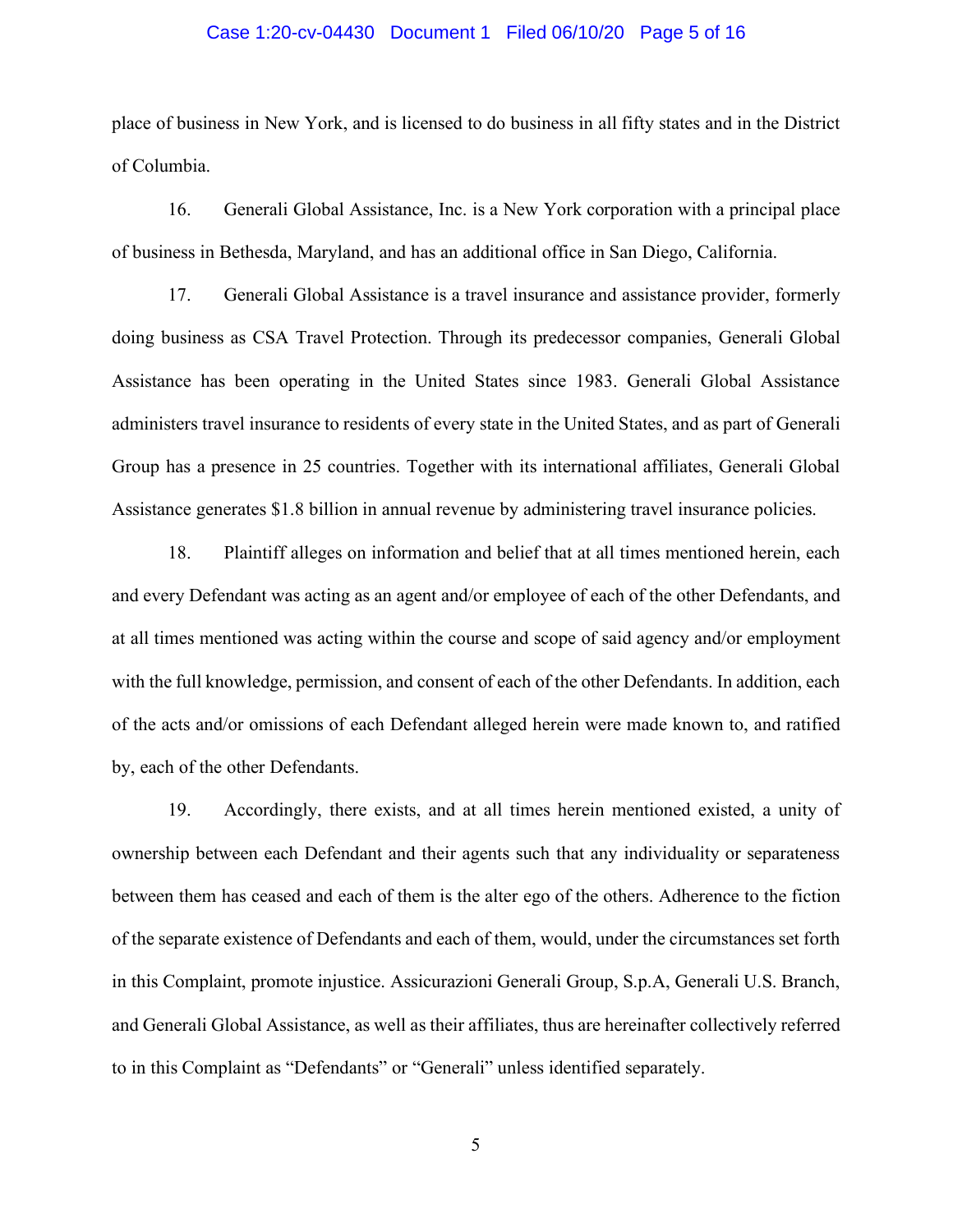place of business in New York, and is licensed to do business in all fifty states and in the District of Columbia.

16. Generali Global Assistance, Inc. is a New York corporation with a principal place of business in Bethesda, Maryland, and has an additional office in San Diego, California.

17. Generali Global Assistance is a travel insurance and assistance provider, formerly doing business as CSA Travel Protection. Through its predecessor companies, Generali Global Assistance has been operating in the United States since 1983. Generali Global Assistance administers travel insurance to residents of every state in the United States, and as part of Generali Group has a presence in 25 countries. Together with its international affiliates, Generali Global Assistance generates $1.8 billion in annual revenue by administering travel insurance policies.

18. Plaintiff alleges on information and belief that at all times mentioned herein, each and every Defendant was acting as an agent and/or employee of each of the other Defendants, and at all times mentioned was acting within the course and scope of said agency and/or employment with the full knowledge, permission, and consent of each of the other Defendants. In addition, each of the acts and/or omissions of each Defendant alleged herein were made known to, and ratified by, each of the other Defendants.

19. Accordingly, there exists, and at all times herein mentioned existed, a unity of ownership between each Defendant and their agents such that any individuality or separateness between them has ceased and each of them is the alter ego of the others. Adherence to the fiction of the separate existence of Defendants and each of them, would, under the circumstances set forth in this Complaint, promote injustice. Assicurazioni Generali Group, S.p.A, Generali U.S. Branch, and Generali Global Assistance, as well as their affiliates, thus are hereinafter collectively referred to in this Complaint as "Defendants" or "Generali" unless identified separately.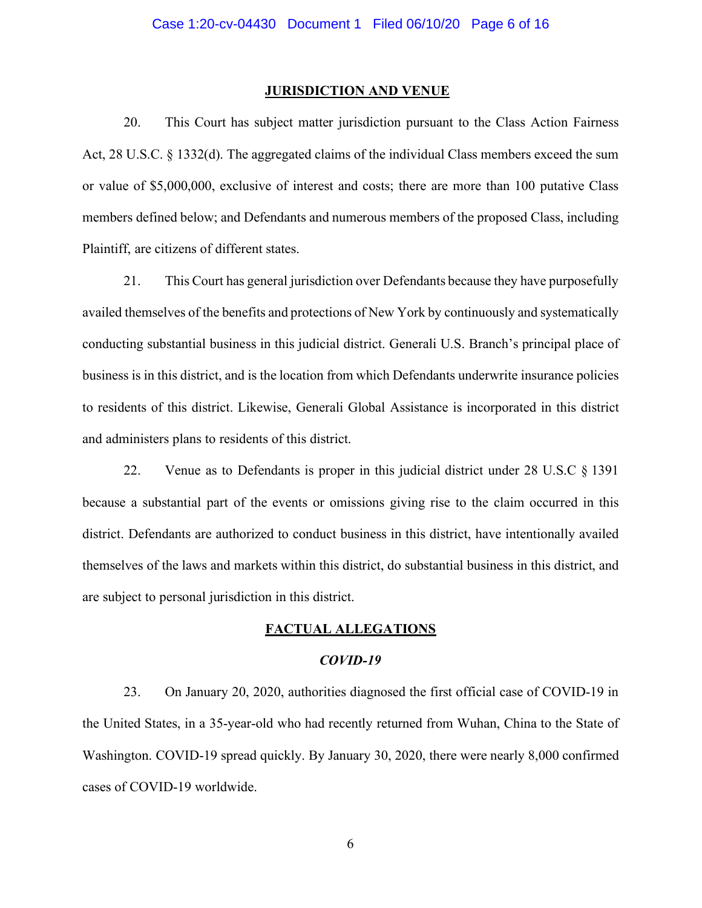## JURISDICTION AND VENUE

20. This Court has subject matter jurisdiction pursuant to the Class Action Fairness Act, 28 U.S.C. § 1332(d). The aggregated claims of the individual Class members exceed the sum or value of $5,000,000, exclusive of interest and costs; there are more than 100 putative Class members defined below; and Defendants and numerous members of the proposed Class, including Plaintiff, are citizens of different states.

21. This Court has general jurisdiction over Defendants because they have purposefully availed themselves of the benefits and protections of New York by continuously and systematically conducting substantial business in this judicial district. Generali U.S. Branch's principal place of business is in this district, and is the location from which Defendants underwrite insurance policies to residents of this district. Likewise, Generali Global Assistance is incorporated in this district and administers plans to residents of this district.

22. Venue as to Defendants is proper in this judicial district under 28 U.S.C § 1391 because a substantial part of the events or omissions giving rise to the claim occurred in this district. Defendants are authorized to conduct business in this district, have intentionally availed themselves of the laws and markets within this district, do substantial business in this district, and are subject to personal jurisdiction in this district.

## FACTUAL ALLEGATIONS

### *COVID-19*

23. On January 20, 2020, authorities diagnosed the first official case of COVID-19 in the United States, in a 35-year-old who had recently returned from Wuhan, China to the State of Washington. COVID-19 spread quickly. By January 30, 2020, there were nearly 8,000 confirmed cases of COVID-19 worldwide.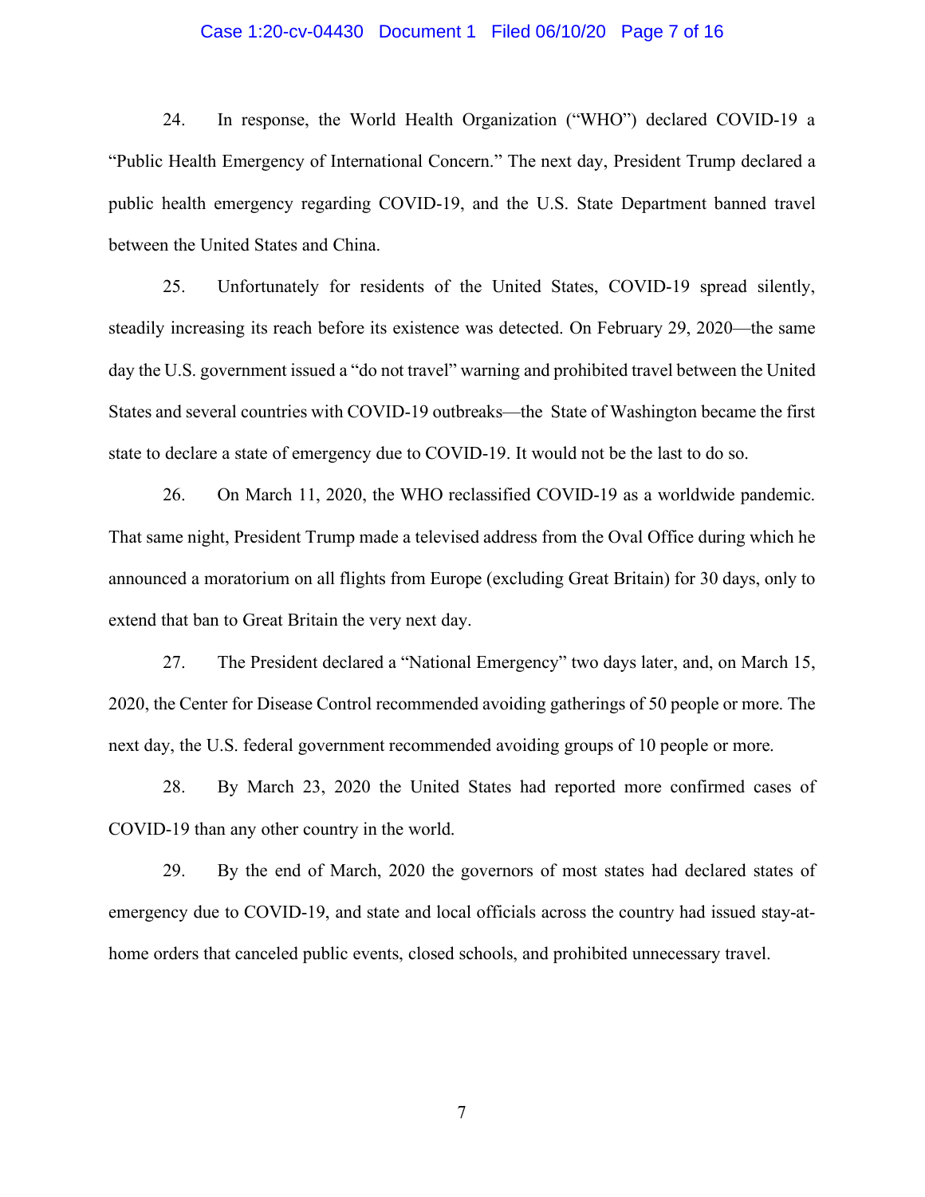24. In response, the World Health Organization ("WHO") declared COVID-19 a "Public Health Emergency of International Concern." The next day, President Trump declared a public health emergency regarding COVID-19, and the U.S. State Department banned travel between the United States and China.

25. Unfortunately for residents of the United States, COVID-19 spread silently, steadily increasing its reach before its existence was detected. On February 29, 2020—the same day the U.S. government issued a "do not travel" warning and prohibited travel between the United States and several countries with COVID-19 outbreaks—the State of Washington became the first state to declare a state of emergency due to COVID-19. It would not be the last to do so.

26. On March 11, 2020, the WHO reclassified COVID-19 as a worldwide pandemic. That same night, President Trump made a televised address from the Oval Office during which he announced a moratorium on all flights from Europe (excluding Great Britain) for 30 days, only to extend that ban to Great Britain the very next day.

27. The President declared a "National Emergency" two days later, and, on March 15, 2020, the Center for Disease Control recommended avoiding gatherings of 50 people or more. The next day, the U.S. federal government recommended avoiding groups of 10 people or more.

28. By March 23, 2020 the United States had reported more confirmed cases of COVID-19 than any other country in the world.

29. By the end of March, 2020 the governors of most states had declared states of emergency due to COVID-19, and state and local officials across the country had issued stay-at-home orders that canceled public events, closed schools, and prohibited unnecessary travel.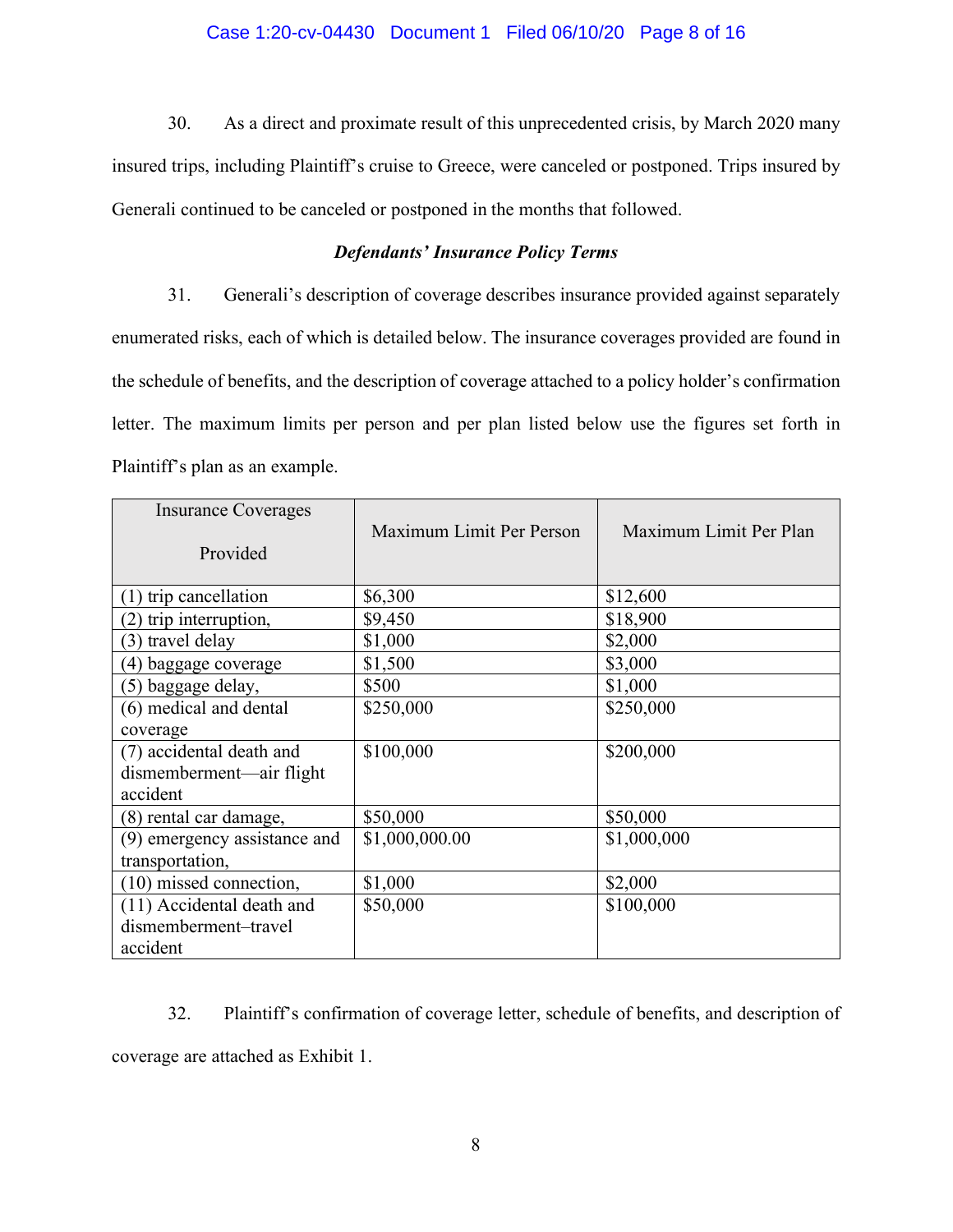30. As a direct and proximate result of this unprecedented crisis, by March 2020 many insured trips, including Plaintiff's cruise to Greece, were canceled or postponed. Trips insured by Generali continued to be canceled or postponed in the months that followed.

### *Defendants' Insurance Policy Terms*

31. Generali's description of coverage describes insurance provided against separately enumerated risks, each of which is detailed below. The insurance coverages provided are found in the schedule of benefits, and the description of coverage attached to a policy holder's confirmation letter. The maximum limits per person and per plan listed below use the figures set forth in Plaintiff's plan as an example.

| Insurance Coverages Provided | Maximum Limit Per Person | Maximum Limit Per Plan |
|---|---|---|
| (1) trip cancellation | $6,300 | $12,600 |
| (2) trip interruption, | $9,450 | $18,900 |
| (3) travel delay | $1,000 | $2,000 |
| (4) baggage coverage | $1,500 | $3,000 |
| (5) baggage delay, | $500 | $1,000 |
| (6) medical and dental coverage | $250,000 | $250,000 |
| (7) accidental death and dismemberment—air flight accident | $100,000 | $200,000 |
| (8) rental car damage, | $50,000 | $50,000 |
| (9) emergency assistance and transportation, | $1,000,000.00 | $1,000,000 |
| (10) missed connection, | $1,000 | $2,000 |
| (11) Accidental death and dismemberment–travel accident | $50,000 | $100,000 |

32. Plaintiff's confirmation of coverage letter, schedule of benefits, and description of coverage are attached as Exhibit 1.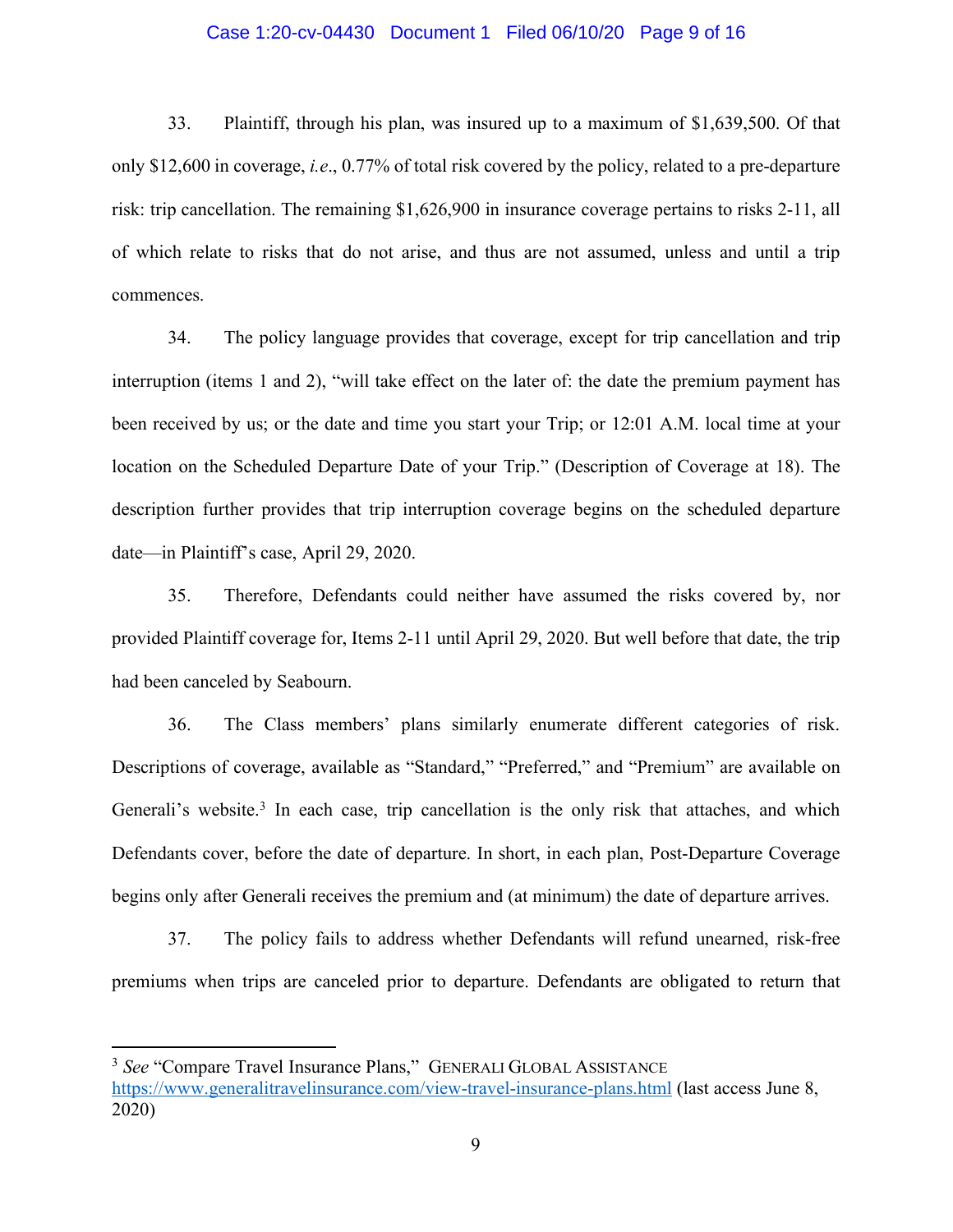33. Plaintiff, through his plan, was insured up to a maximum of $1,639,500. Of that only $12,600 in coverage, *i.e*., 0.77% of total risk covered by the policy, related to a pre-departure risk: trip cancellation. The remaining $1,626,900 in insurance coverage pertains to risks 2-11, all of which relate to risks that do not arise, and thus are not assumed, unless and until a trip commences.

34. The policy language provides that coverage, except for trip cancellation and trip interruption (items 1 and 2), "will take effect on the later of: the date the premium payment has been received by us; or the date and time you start your Trip; or 12:01 A.M. local time at your location on the Scheduled Departure Date of your Trip." (Description of Coverage at 18). The description further provides that trip interruption coverage begins on the scheduled departure date—in Plaintiff's case, April 29, 2020.

35. Therefore, Defendants could neither have assumed the risks covered by, nor provided Plaintiff coverage for, Items 2-11 until April 29, 2020. But well before that date, the trip had been canceled by Seabourn.

36. The Class members' plans similarly enumerate different categories of risk. Descriptions of coverage, available as "Standard," "Preferred," and "Premium" are available on Generali's website.[3] In each case, trip cancellation is the only risk that attaches, and which Defendants cover, before the date of departure. In short, in each plan, Post-Departure Coverage begins only after Generali receives the premium and (at minimum) the date of departure arrives.

37. The policy fails to address whether Defendants will refund unearned, risk-free premiums when trips are canceled prior to departure. Defendants are obligated to return that

---

[3] *See* "Compare Travel Insurance Plans," GENERALI GLOBAL ASSISTANCE https://www.generalitravelinsurance.com/view-travel-insurance-plans.html (last access June 8, 2020)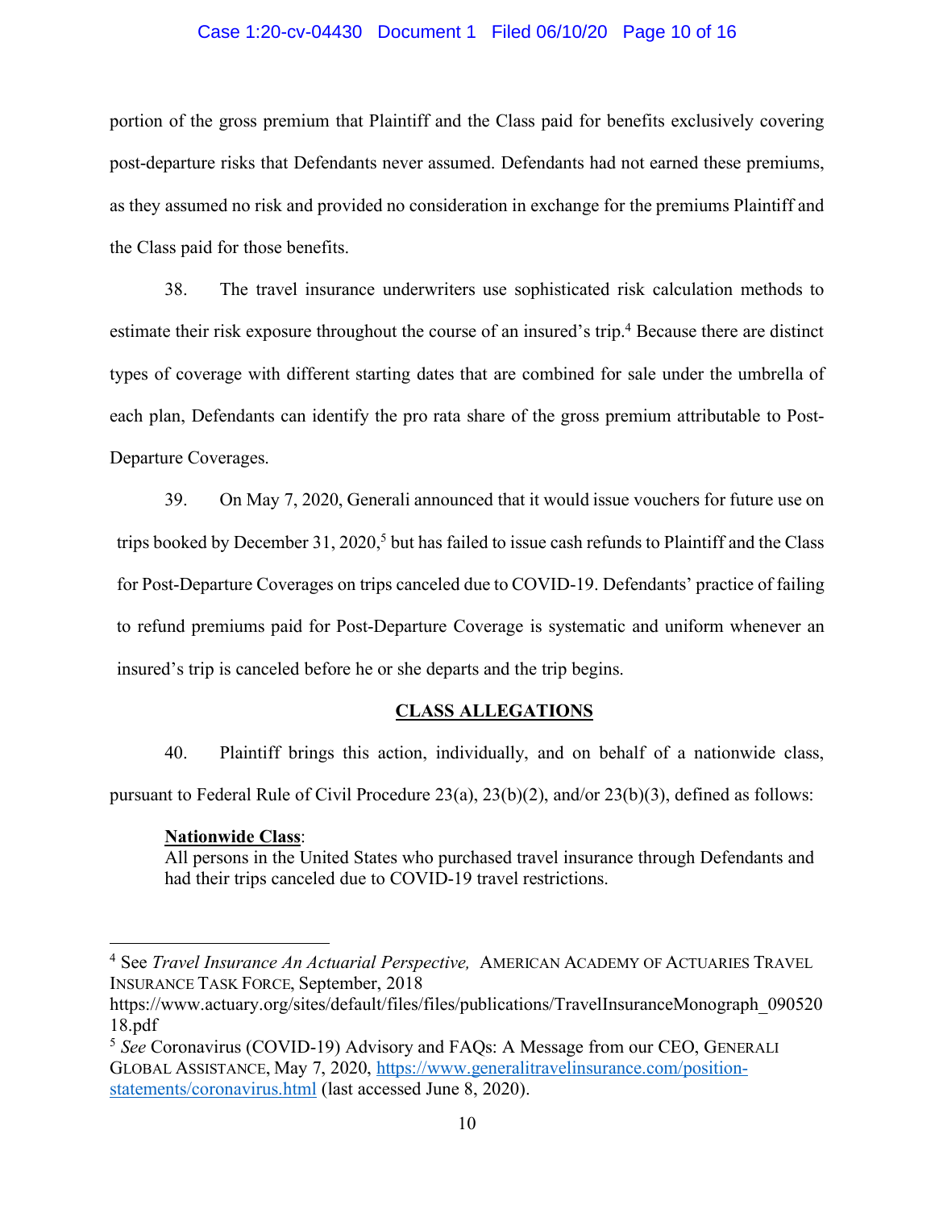portion of the gross premium that Plaintiff and the Class paid for benefits exclusively covering post-departure risks that Defendants never assumed. Defendants had not earned these premiums, as they assumed no risk and provided no consideration in exchange for the premiums Plaintiff and the Class paid for those benefits.

38. The travel insurance underwriters use sophisticated risk calculation methods to estimate their risk exposure throughout the course of an insured's trip.[4] Because there are distinct types of coverage with different starting dates that are combined for sale under the umbrella of each plan, Defendants can identify the pro rata share of the gross premium attributable to Post-Departure Coverages.

39. On May 7, 2020, Generali announced that it would issue vouchers for future use on trips booked by December 31, 2020,[5] but has failed to issue cash refunds to Plaintiff and the Class for Post-Departure Coverages on trips canceled due to COVID-19. Defendants' practice of failing to refund premiums paid for Post-Departure Coverage is systematic and uniform whenever an insured's trip is canceled before he or she departs and the trip begins.

## CLASS ALLEGATIONS

40. Plaintiff brings this action, individually, and on behalf of a nationwide class, pursuant to Federal Rule of Civil Procedure 23(a), 23(b)(2), and/or 23(b)(3), defined as follows:

> **Nationwide Class**:
> All persons in the United States who purchased travel insurance through Defendants and had their trips canceled due to COVID-19 travel restrictions.

---

[4] See *Travel Insurance An Actuarial Perspective,* AMERICAN ACADEMY OF ACTUARIES TRAVEL INSURANCE TASK FORCE, September, 2018 https://www.actuary.org/sites/default/files/files/publications/TravelInsuranceMonograph_09052018.pdf

[5] *See* Coronavirus (COVID-19) Advisory and FAQs: A Message from our CEO, GENERALI GLOBAL ASSISTANCE, May 7, 2020, https://www.generalitravelinsurance.com/position-statements/coronavirus.html (last accessed June 8, 2020).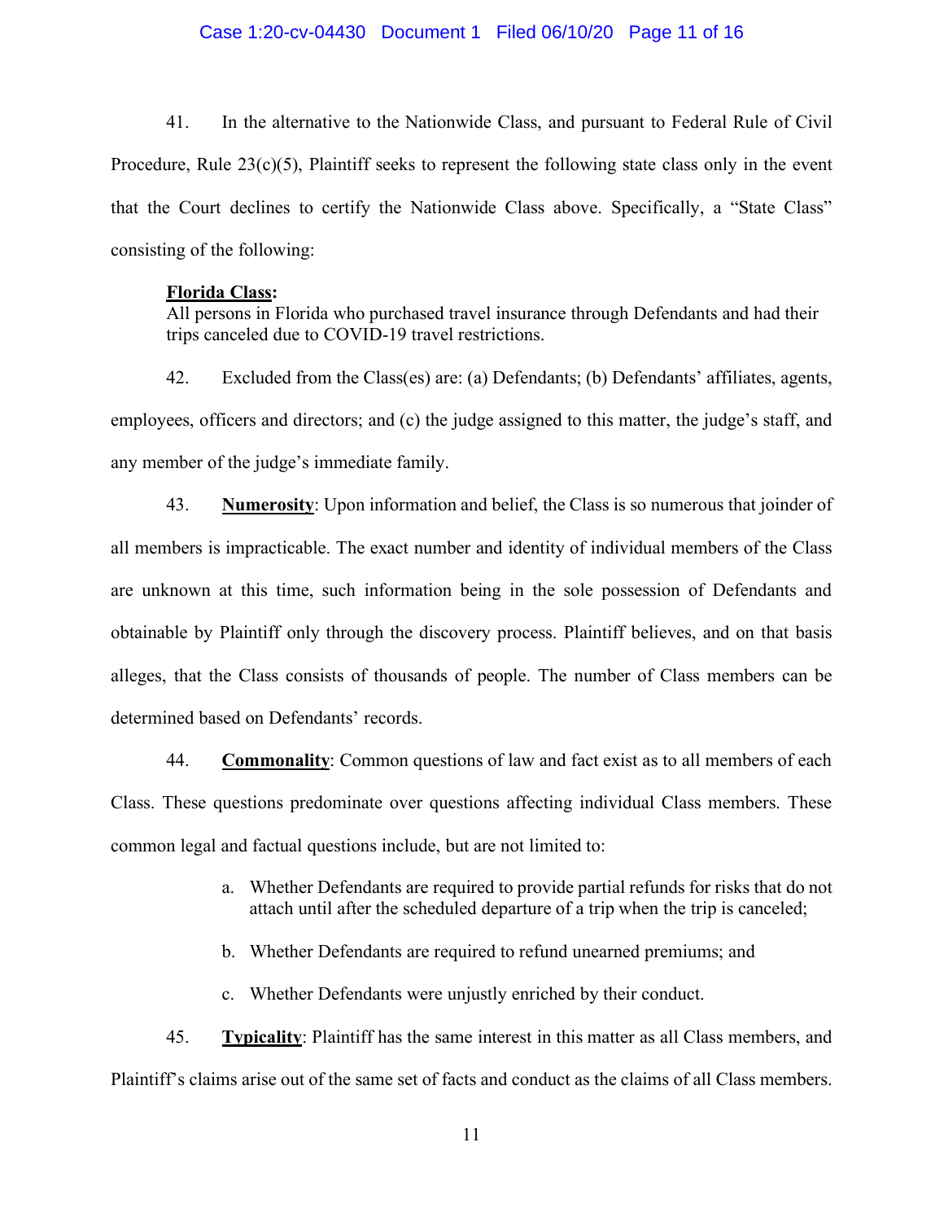41. In the alternative to the Nationwide Class, and pursuant to Federal Rule of Civil Procedure, Rule 23(c)(5), Plaintiff seeks to represent the following state class only in the event that the Court declines to certify the Nationwide Class above. Specifically, a "State Class" consisting of the following:

> **<u>Florida Class</u>:**
> All persons in Florida who purchased travel insurance through Defendants and had their trips canceled due to COVID-19 travel restrictions.

42. Excluded from the Class(es) are: (a) Defendants; (b) Defendants' affiliates, agents, employees, officers and directors; and (c) the judge assigned to this matter, the judge's staff, and any member of the judge's immediate family.

43. **<u>Numerosity</u>**: Upon information and belief, the Class is so numerous that joinder of all members is impracticable. The exact number and identity of individual members of the Class are unknown at this time, such information being in the sole possession of Defendants and obtainable by Plaintiff only through the discovery process. Plaintiff believes, and on that basis alleges, that the Class consists of thousands of people. The number of Class members can be determined based on Defendants' records.

44. **<u>Commonality</u>**: Common questions of law and fact exist as to all members of each Class. These questions predominate over questions affecting individual Class members. These common legal and factual questions include, but are not limited to:

a. Whether Defendants are required to provide partial refunds for risks that do not attach until after the scheduled departure of a trip when the trip is canceled;

b. Whether Defendants are required to refund unearned premiums; and

c. Whether Defendants were unjustly enriched by their conduct.

45. **<u>Typicality</u>**: Plaintiff has the same interest in this matter as all Class members, and Plaintiff's claims arise out of the same set of facts and conduct as the claims of all Class members.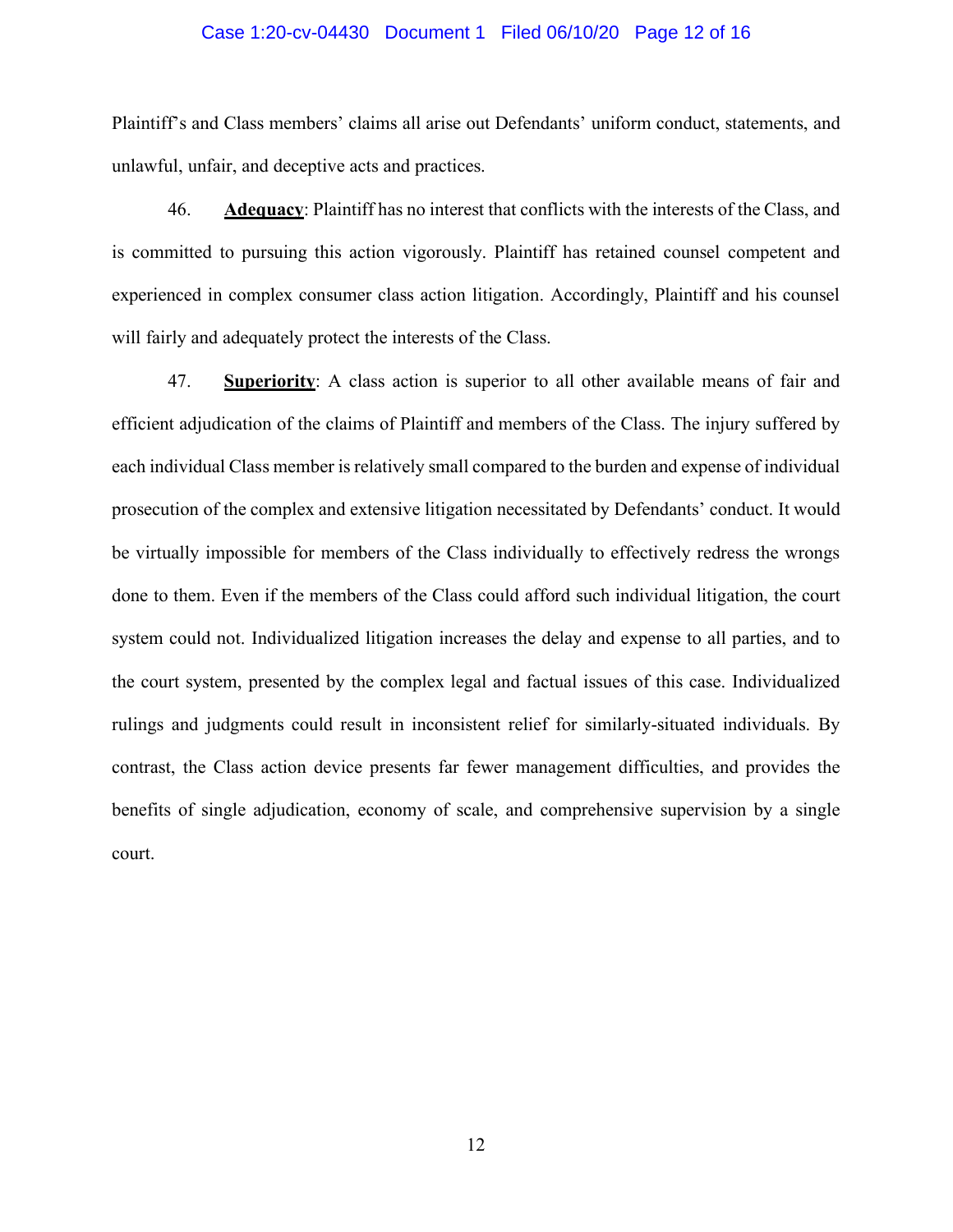Plaintiff's and Class members' claims all arise out Defendants' uniform conduct, statements, and unlawful, unfair, and deceptive acts and practices.

46. **Adequacy**: Plaintiff has no interest that conflicts with the interests of the Class, and is committed to pursuing this action vigorously. Plaintiff has retained counsel competent and experienced in complex consumer class action litigation. Accordingly, Plaintiff and his counsel will fairly and adequately protect the interests of the Class.

47. **Superiority**: A class action is superior to all other available means of fair and efficient adjudication of the claims of Plaintiff and members of the Class. The injury suffered by each individual Class member is relatively small compared to the burden and expense of individual prosecution of the complex and extensive litigation necessitated by Defendants' conduct. It would be virtually impossible for members of the Class individually to effectively redress the wrongs done to them. Even if the members of the Class could afford such individual litigation, the court system could not. Individualized litigation increases the delay and expense to all parties, and to the court system, presented by the complex legal and factual issues of this case. Individualized rulings and judgments could result in inconsistent relief for similarly-situated individuals. By contrast, the Class action device presents far fewer management difficulties, and provides the benefits of single adjudication, economy of scale, and comprehensive supervision by a single court.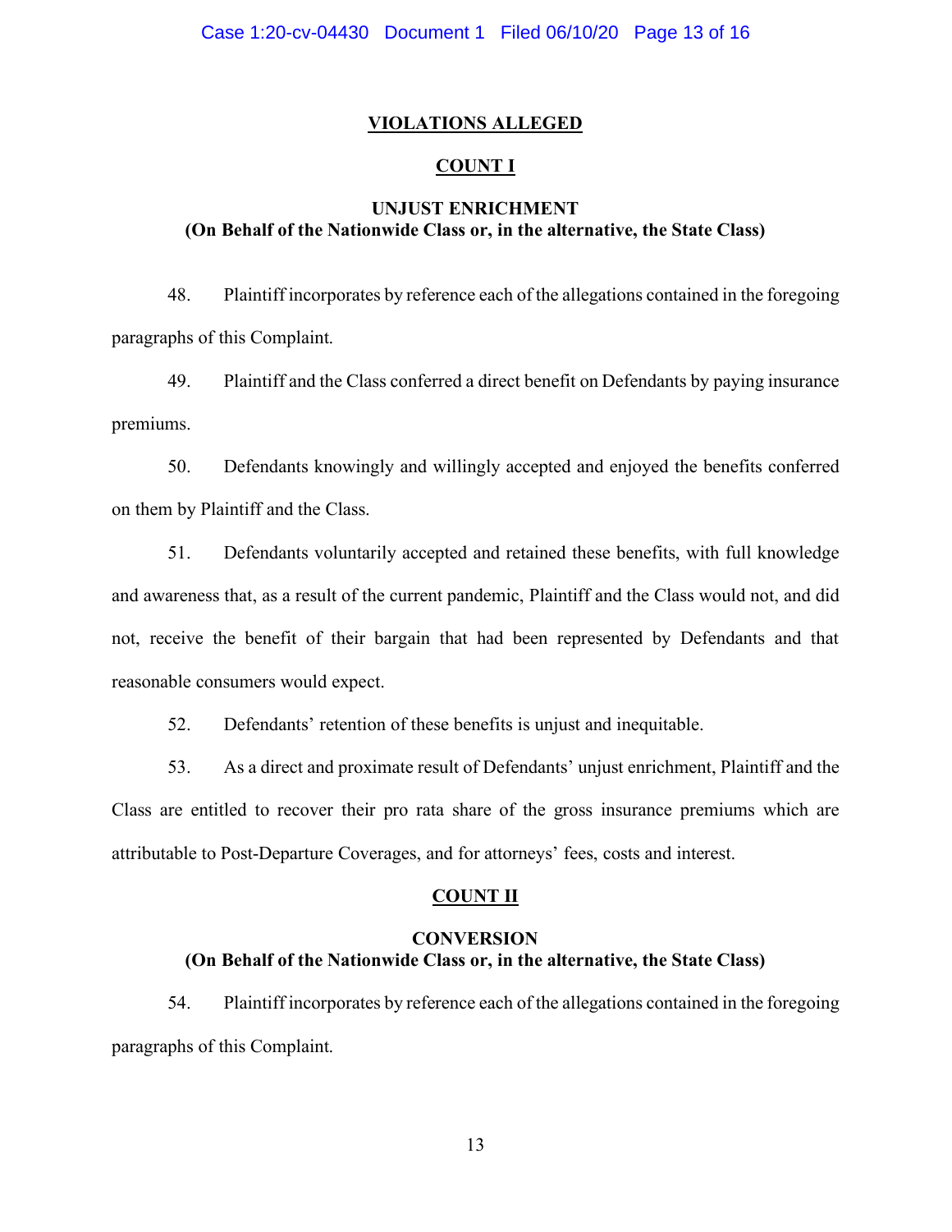## VIOLATIONS ALLEGED

### COUNT I

### UNJUST ENRICHMENT
**(On Behalf of the Nationwide Class or, in the alternative, the State Class)**

48. Plaintiff incorporates by reference each of the allegations contained in the foregoing paragraphs of this Complaint.

49. Plaintiff and the Class conferred a direct benefit on Defendants by paying insurance premiums.

50. Defendants knowingly and willingly accepted and enjoyed the benefits conferred on them by Plaintiff and the Class.

51. Defendants voluntarily accepted and retained these benefits, with full knowledge and awareness that, as a result of the current pandemic, Plaintiff and the Class would not, and did not, receive the benefit of their bargain that had been represented by Defendants and that reasonable consumers would expect.

52. Defendants' retention of these benefits is unjust and inequitable.

53. As a direct and proximate result of Defendants' unjust enrichment, Plaintiff and the Class are entitled to recover their pro rata share of the gross insurance premiums which are attributable to Post-Departure Coverages, and for attorneys' fees, costs and interest.

### COUNT II

### CONVERSION
**(On Behalf of the Nationwide Class or, in the alternative, the State Class)**

54. Plaintiff incorporates by reference each of the allegations contained in the foregoing paragraphs of this Complaint.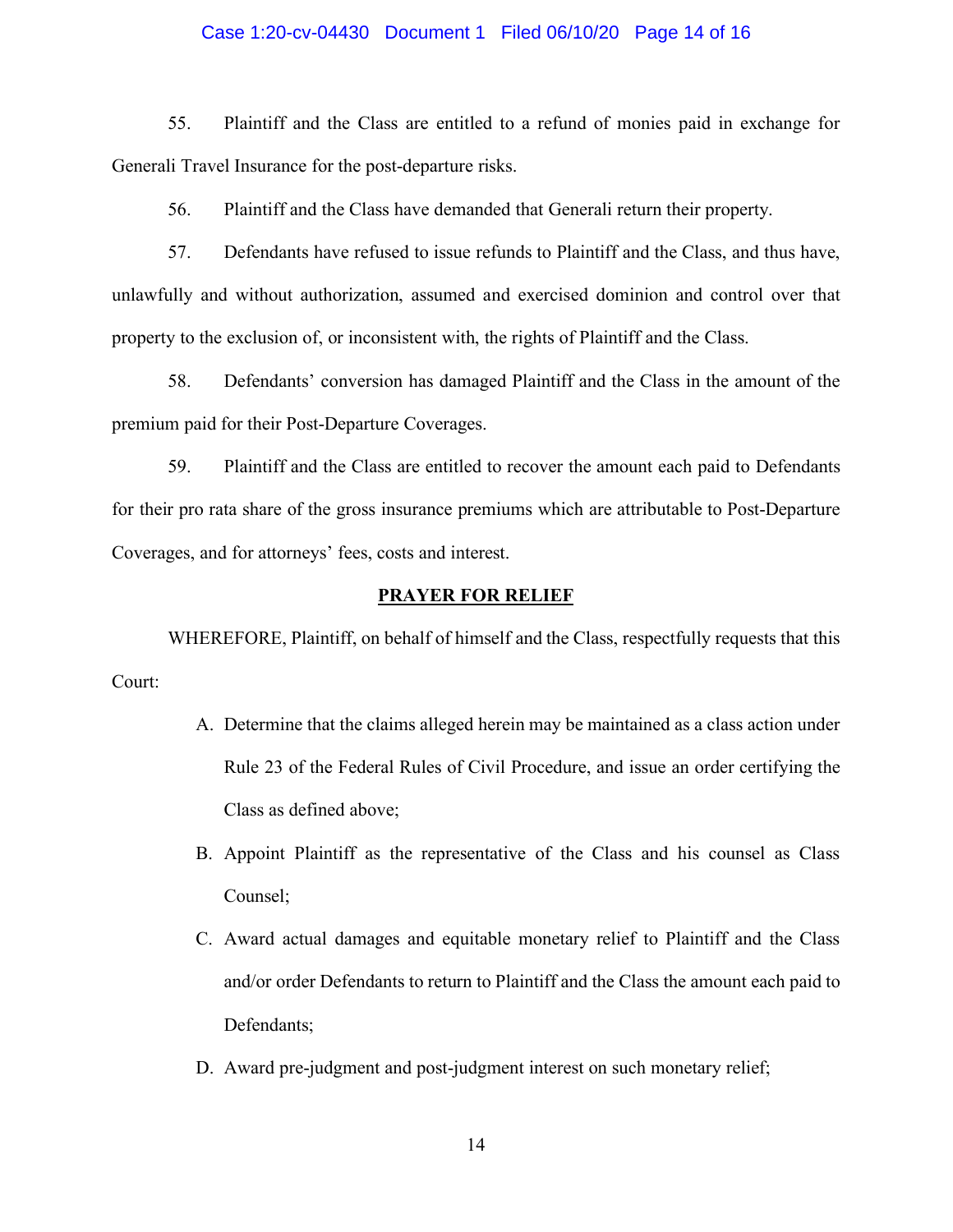55. Plaintiff and the Class are entitled to a refund of monies paid in exchange for Generali Travel Insurance for the post-departure risks.

56. Plaintiff and the Class have demanded that Generali return their property.

57. Defendants have refused to issue refunds to Plaintiff and the Class, and thus have, unlawfully and without authorization, assumed and exercised dominion and control over that property to the exclusion of, or inconsistent with, the rights of Plaintiff and the Class.

58. Defendants' conversion has damaged Plaintiff and the Class in the amount of the premium paid for their Post-Departure Coverages.

59. Plaintiff and the Class are entitled to recover the amount each paid to Defendants for their pro rata share of the gross insurance premiums which are attributable to Post-Departure Coverages, and for attorneys' fees, costs and interest.

## PRAYER FOR RELIEF

WHEREFORE, Plaintiff, on behalf of himself and the Class, respectfully requests that this Court:

A. Determine that the claims alleged herein may be maintained as a class action under Rule 23 of the Federal Rules of Civil Procedure, and issue an order certifying the Class as defined above;

B. Appoint Plaintiff as the representative of the Class and his counsel as Class Counsel;

C. Award actual damages and equitable monetary relief to Plaintiff and the Class and/or order Defendants to return to Plaintiff and the Class the amount each paid to Defendants;

D. Award pre-judgment and post-judgment interest on such monetary relief;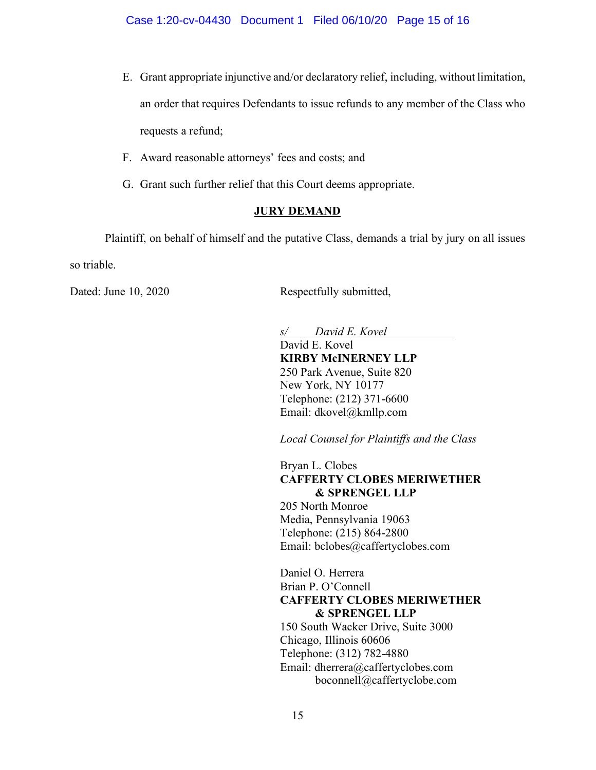E. Grant appropriate injunctive and/or declaratory relief, including, without limitation, an order that requires Defendants to issue refunds to any member of the Class who requests a refund;

F. Award reasonable attorneys' fees and costs; and

G. Grant such further relief that this Court deems appropriate.

## JURY DEMAND

Plaintiff, on behalf of himself and the putative Class, demands a trial by jury on all issues so triable.

Dated: June 10, 2020

Respectfully submitted,

*s/ David E. Kovel*
David E. Kovel
**KIRBY McINERNEY LLP**
250 Park Avenue, Suite 820
New York, NY 10177
Telephone: (212) 371-6600
Email: dkovel@kmllp.com

*Local Counsel for Plaintiffs and the Class*

Bryan L. Clobes
**CAFFERTY CLOBES MERIWETHER & SPRENGEL LLP**
205 North Monroe
Media, Pennsylvania 19063
Telephone: (215) 864-2800
Email: bclobes@caffertyclobes.com

Daniel O. Herrera
Brian P. O'Connell
**CAFFERTY CLOBES MERIWETHER & SPRENGEL LLP**
150 South Wacker Drive, Suite 3000
Chicago, Illinois 60606
Telephone: (312) 782-4880
Email: dherrera@caffertyclobes.com
boconnell@caffertyclobe.com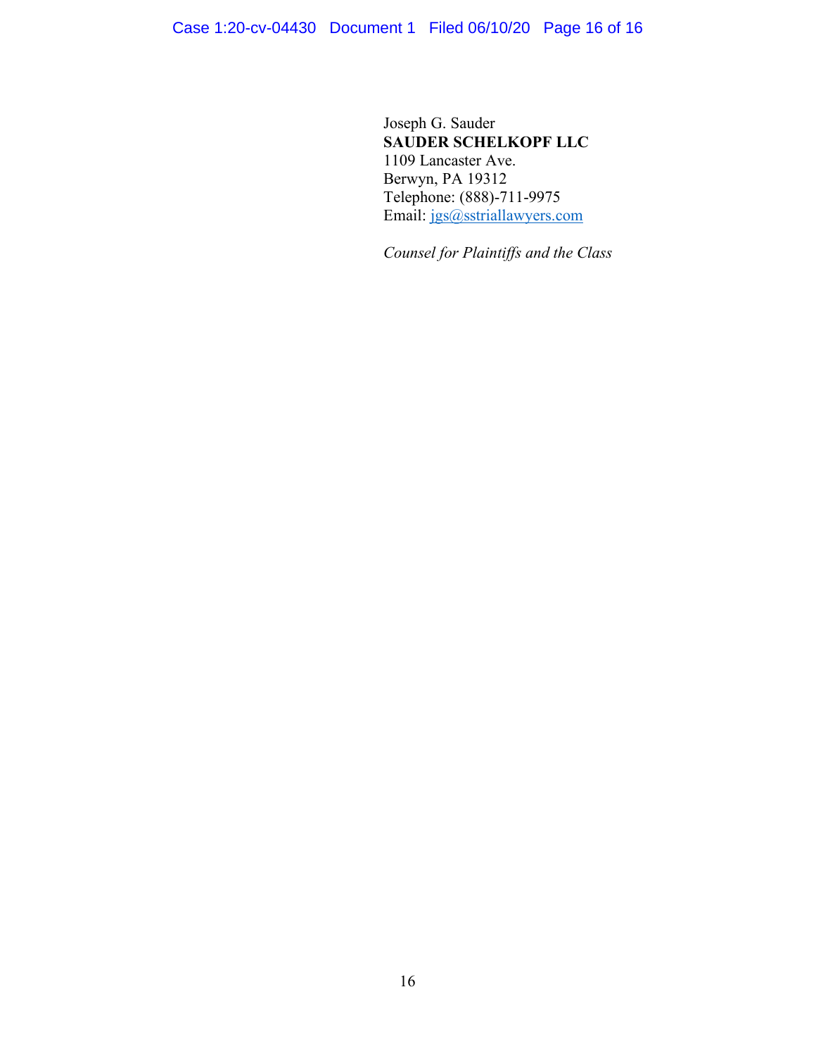Joseph G. Sauder
**SAUDER SCHELKOPF LLC**
1109 Lancaster Ave.
Berwyn, PA 19312
Telephone: (888)-711-9975
Email: jgs@sstriallawyers.com

*Counsel for Plaintiffs and the Class*